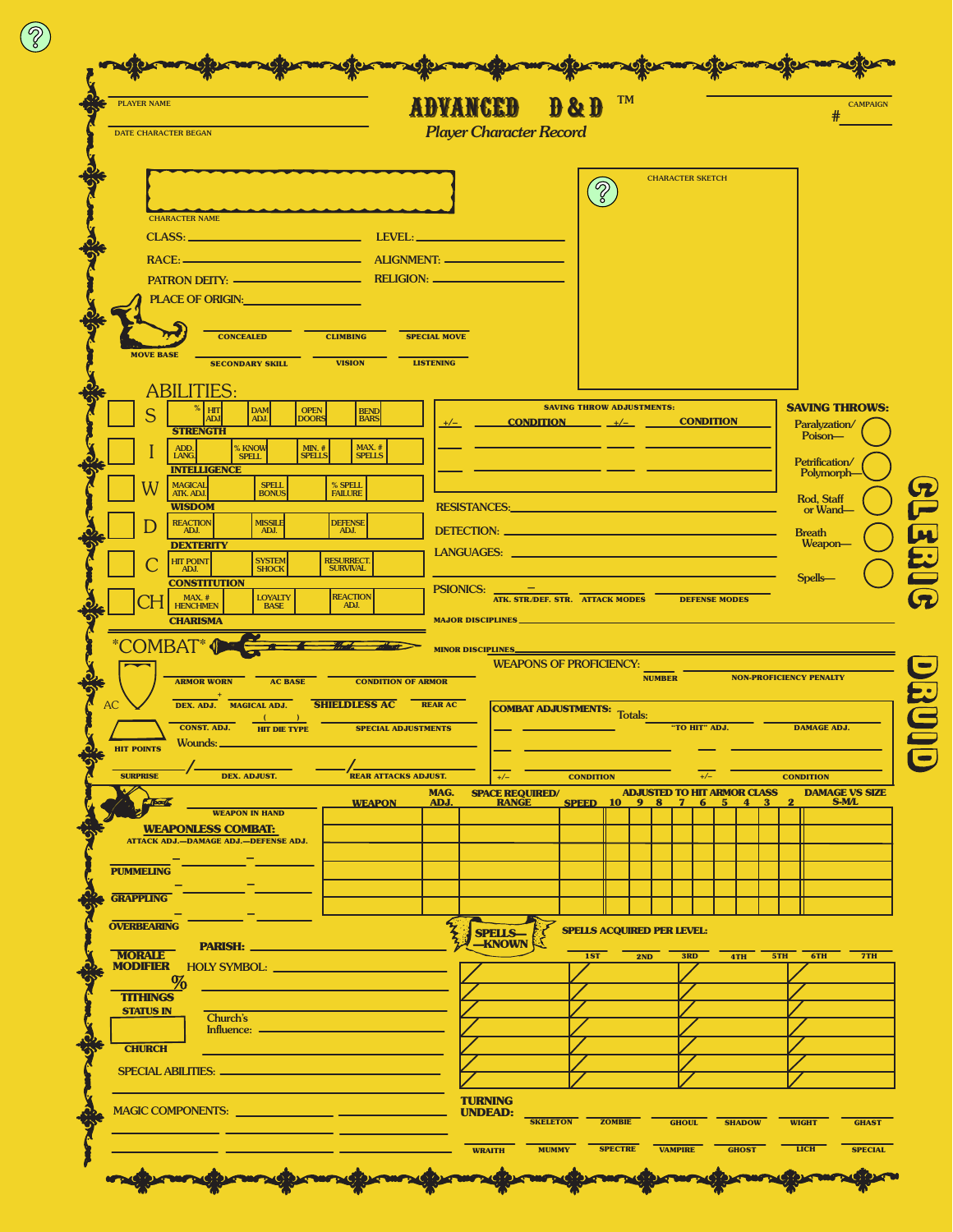PLAYER NAME

DATE CHARACTER BEGAN

# ADVANCED D & D™

*Player Character Record*

CAMPAIGN #

CHARACTER NAME

CLASS:
LEVEL:
RACE:
ALIGNMENT:
PATRON DEITY:
RELIGION:
PLACE OF ORIGIN:

CHARACTER SKETCH

MOVE BASE | CONCEALED | CLIMBING | SPECIAL MOVE

SECONDARY SKILL | VISION | LISTENING

## ABILITIES:

| | | | | | |
|---|---|---|---|---|---|
| S | % | HIT ADJ. | DAM ADJ. | OPEN DOORS | BEND BARS |
| STRENGTH | | | | | |
| I | ADD. LANG. | % KNOW SPELL | MIN. # SPELLS | MAX. # SPELLS | |
| INTELLIGENCE | | | | | |
| W | MAGICAL ATK. ADJ. | SPELL BONUS | % SPELL FAILURE | | |
| WISDOM | | | | | |
| D | REACTION ADJ. | MISSILE ADJ. | DEFENSE ADJ. | | |
| DEXTERITY | | | | | |
| C | HIT POINT ADJ. | SYSTEM SHOCK | RESURRECT. SURVIVAL | | |
| CONSTITUTION | | | | | |
| CH | MAX. # HENCHMEN | LOYALTY BASE | REACTION ADJ. | | |
| CHARISMA | | | | | |

SAVING THROW ADJUSTMENTS:

| +/– | CONDITION | +/– | CONDITION |
|---|---|---|---|
| | | | |
| | | | |

## SAVING THROWS:

- Paralyzation/Poison—
- Petrification/Polymorph—
- Rod, Staff or Wand—
- Breath Weapon—
- Spells—

RESISTANCES:

DETECTION:

LANGUAGES:

PSIONICS: – ATK. STR./DEF. STR. | ATTACK MODES | DEFENSE MODES

MAJOR DISCIPLINES

MINOR DISCIPLINES

## CLERIC DRUID

## *COMBAT*

AC

ARMOR WORN | AC BASE | CONDITION OF ARMOR

DEX. ADJ. + MAGICAL ADJ. | SHIELDLESS AC | REAR AC

CONST. ADJ. | HIT DIE TYPE ( ) | SPECIAL ADJUSTMENTS

HIT POINTS

Wounds:

SURPRISE / DEX. ADJUST. / REAR ATTACKS ADJUST.

WEAPONS OF PROFICIENCY: NUMBER | NON-PROFICIENCY PENALTY

COMBAT ADJUSTMENTS: Totals: "TO HIT" ADJ. | DAMAGE ADJ.

| +/– | CONDITION | +/– | CONDITION |
|---|---|---|---|
| | | | |
| | | | |

WEAPON IN HAND

| WEAPON | MAG. ADJ. | SPACE REQUIRED/ RANGE | SPEED | 10 | 9 | 8 | 7 | 6 | 5 | 4 | 3 | 2 | DAMAGE VS SIZE S-M/L |
|---|---|---|---|---|---|---|---|---|---|---|---|---|---|
| | | | | | | | | | | | | | |
| | | | | | | | | | | | | | |
| | | | | | | | | | | | | | |
| | | | | | | | | | | | | | |

(Columns 10–2: ADJUSTED TO HIT ARMOR CLASS)

### WEAPONLESS COMBAT:

ATTACK ADJ.—DAMAGE ADJ.—DEFENSE ADJ.

- PUMMELING
- GRAPPLING
- OVERBEARING

PARISH:

MORALE MODIFIER

HOLY SYMBOL:

% TITHINGS

STATUS IN CHURCH

Church's Influence:

SPECIAL ABILITIES:

MAGIC COMPONENTS:

SPELLS—KNOWN

SPELLS ACQUIRED PER LEVEL:

| 1ST | 2ND | 3RD | 4TH | 5TH | 6TH | 7TH |
|---|---|---|---|---|---|---|
| | | | | | | |
| | | | | | | |
| | | | | | | |
| | | | | | | |
| | | | | | | |
| | | | | | | |
| | | | | | | |

TURNING UNDEAD:

| SKELETON | ZOMBIE | GHOUL | SHADOW | WIGHT | GHAST |
|---|---|---|---|---|---|
| | | | | | |

| WRAITH | MUMMY | SPECTRE | VAMPIRE | GHOST | LICH | SPECIAL |
|---|---|---|---|---|---|---|
| | | | | | | |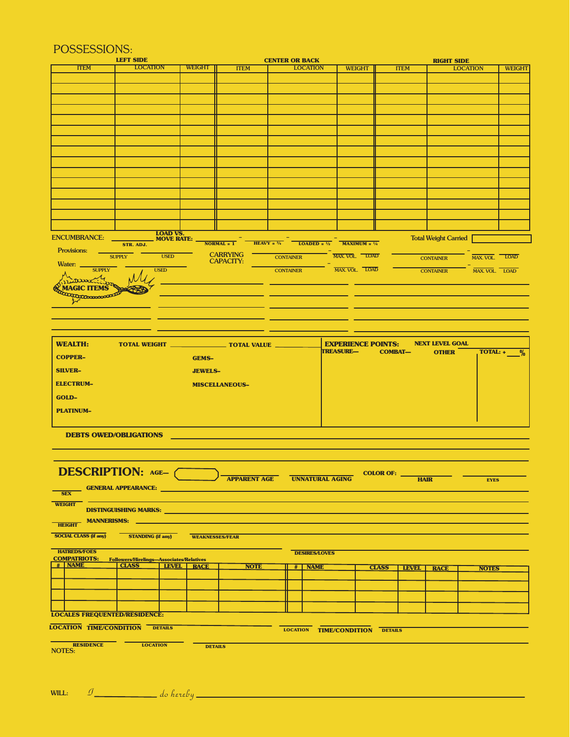# POSSESSIONS:

| LEFT SIDE | | | CENTER OR BACK | | | RIGHT SIDE | | |
|---|---|---|---|---|---|---|---|---|
| ITEM | LOCATION | WEIGHT | ITEM | LOCATION | WEIGHT | ITEM | LOCATION | WEIGHT |
| | | | | | | | | |
| | | | | | | | | |
| | | | | | | | | |
| | | | | | | | | |
| | | | | | | | | |
| | | | | | | | | |
| | | | | | | | | |
| | | | | | | | | |
| | | | | | | | | |
| | | | | | | | | |
| | | | | | | | | |
| | | | | | | | | |
| | | | | | | | | |
| | | | | | | | | |
| | | | | | | | | |

ENCUMBRANCE: ______ STR. ADJ. LOAD VS. MOVE RATE: ______ NORMAL = 1 – ______ HEAVY = ¾ – ______ LOADED = ½ – ______ MAXIMUM = ¼

Total Weight Carried [ ]

Provisions: ______ SUPPLY ______ USED

Water: ______ SUPPLY ______ USED

CARRYING CAPACITY: ______ CONTAINER – ______ MAX. VOL. ______ LOAD ______ CONTAINER – ______ MAX. VOL. ______ LOAD

______ CONTAINER – ______ MAX. VOL. ______ LOAD ______ CONTAINER – ______ MAX. VOL. ______ LOAD

MAGIC ITEMS

**WEALTH:** TOTAL WEIGHT ______ TOTAL VALUE ______

COPPER–

SILVER–

ELECTRUM–

GOLD–

PLATINUM–

GEMS–

JEWELS–

MISCELLANEOUS–

**EXPERIENCE POINTS:** NEXT LEVEL GOAL

TREASURE— COMBAT— OTHER TOTAL: + ___ %

**DEBTS OWED/OBLIGATIONS** ______

## DESCRIPTION: AGE— [ ] ______ APPARENT AGE ______ UNNATURAL AGING COLOR OF: ______ HAIR ______ EYES

______ SEX GENERAL APPEARANCE: ______

______ WEIGHT DISTINGUISHING MARKS: ______

______ HEIGHT MANNERISMS: ______

______ SOCIAL CLASS (if any) ______ STANDING (if any) ______ WEAKNESSES/FEAR

______ HATREDS/FOES ______ DESIRES/LOVES

COMPATRIOTS: Followers/Hirelings—Associates/Relatives

| # | NAME | CLASS | LEVEL | RACE | NOTE | # | NAME | CLASS | LEVEL | RACE | NOTES |
|---|---|---|---|---|---|---|---|---|---|---|---|
| | | | | | | | | | | | |
| | | | | | | | | | | | |
| | | | | | | | | | | | |
| | | | | | | | | | | | |

LOCALES FREQUENTED/RESIDENCE:

______ LOCATION ______ TIME/CONDITION ______ DETAILS ______ LOCATION ______ TIME/CONDITION ______ DETAILS

______ RESIDENCE ______ LOCATION ______ DETAILS

NOTES:

WILL: *I* ______ *do hereby* ______